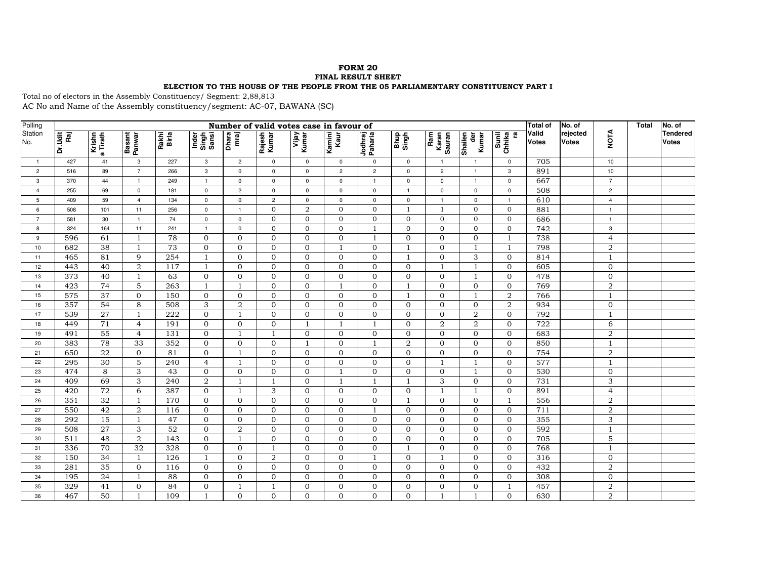**FORM 20**

**FINAL RESULT SHEET**

**ELECTION TO THE HOUSE OF THE PEOPLE FROM THE 05 PARLIAMENTARY CONSTITUENCY PART I**

Total no of electors in the Assembly Constituency/ Segment: 2,88,813

AC No and Name of the Assembly constituency/segment: AC-07, BAWANA (SC)

| Polling Station No. | Number of valid votes case in favour of | | | | | | | | | | | | | | Total of Valid Votes | No. of rejected Votes | NOTA | Total | No. of Tendered Votes |
|---|---|---|---|---|---|---|---|---|---|---|---|---|---|---|---|---|---|---|---|
| | Dr.Udit Raj | Krishna Tirath | Basant Panwar | Rakhi Birla | Inder Singh Sansi | Dharamraj | Rajesh Kumar | Vijay Kumar | Kamini Kaur | Jodhraj Paharia | Bhup Singh | Ram Karan Sauran | Shailender Kumar | Sunil Chhikara | | | | | |
| 1 | 427 | 41 | 3 | 227 | 3 | 2 | 0 | 0 | 0 | 0 | 0 | 1 | 1 | 0 | 705 | | 10 | | |
| 2 | 516 | 89 | 7 | 266 | 3 | 0 | 0 | 0 | 2 | 2 | 0 | 2 | 1 | 3 | 891 | | 10 | | |
| 3 | 370 | 44 | 1 | 249 | 1 | 0 | 0 | 0 | 0 | 1 | 0 | 0 | 1 | 0 | 667 | | 7 | | |
| 4 | 255 | 69 | 0 | 181 | 0 | 2 | 0 | 0 | 0 | 0 | 1 | 0 | 0 | 0 | 508 | | 2 | | |
| 5 | 409 | 59 | 4 | 134 | 0 | 0 | 2 | 0 | 0 | 0 | 0 | 1 | 0 | 1 | 610 | | 4 | | |
| 6 | 508 | 101 | 11 | 256 | 0 | 1 | 0 | 2 | 0 | 0 | 1 | 1 | 0 | 0 | 881 | | 1 | | |
| 7 | 581 | 30 | 1 | 74 | 0 | 0 | 0 | 0 | 0 | 0 | 0 | 0 | 0 | 0 | 686 | | 1 | | |
| 8 | 324 | 164 | 11 | 241 | 1 | 0 | 0 | 0 | 0 | 1 | 0 | 0 | 0 | 0 | 742 | | 3 | | |
| 9 | 596 | 61 | 1 | 78 | 0 | 0 | 0 | 0 | 0 | 1 | 0 | 0 | 0 | 1 | 738 | | 4 | | |
| 10 | 682 | 38 | 1 | 73 | 0 | 0 | 0 | 0 | 1 | 0 | 1 | 0 | 1 | 1 | 798 | | 2 | | |
| 11 | 465 | 81 | 9 | 254 | 1 | 0 | 0 | 0 | 0 | 0 | 1 | 0 | 3 | 0 | 814 | | 1 | | |
| 12 | 443 | 40 | 2 | 117 | 1 | 0 | 0 | 0 | 0 | 0 | 0 | 1 | 1 | 0 | 605 | | 0 | | |
| 13 | 373 | 40 | 1 | 63 | 0 | 0 | 0 | 0 | 0 | 0 | 0 | 0 | 1 | 0 | 478 | | 0 | | |
| 14 | 423 | 74 | 5 | 263 | 1 | 1 | 0 | 0 | 1 | 0 | 1 | 0 | 0 | 0 | 769 | | 2 | | |
| 15 | 575 | 37 | 0 | 150 | 0 | 0 | 0 | 0 | 0 | 0 | 1 | 0 | 1 | 2 | 766 | | 1 | | |
| 16 | 357 | 54 | 8 | 508 | 3 | 2 | 0 | 0 | 0 | 0 | 0 | 0 | 0 | 2 | 934 | | 0 | | |
| 17 | 539 | 27 | 1 | 222 | 0 | 1 | 0 | 0 | 0 | 0 | 0 | 0 | 2 | 0 | 792 | | 1 | | |
| 18 | 449 | 71 | 4 | 191 | 0 | 0 | 0 | 1 | 1 | 1 | 0 | 2 | 2 | 0 | 722 | | 6 | | |
| 19 | 491 | 55 | 4 | 131 | 0 | 1 | 1 | 0 | 0 | 0 | 0 | 0 | 0 | 0 | 683 | | 2 | | |
| 20 | 383 | 78 | 33 | 352 | 0 | 0 | 0 | 1 | 0 | 1 | 2 | 0 | 0 | 0 | 850 | | 1 | | |
| 21 | 650 | 22 | 0 | 81 | 0 | 1 | 0 | 0 | 0 | 0 | 0 | 0 | 0 | 0 | 754 | | 2 | | |
| 22 | 295 | 30 | 5 | 240 | 4 | 1 | 0 | 0 | 0 | 0 | 0 | 1 | 1 | 0 | 577 | | 1 | | |
| 23 | 474 | 8 | 3 | 43 | 0 | 0 | 0 | 0 | 1 | 0 | 0 | 0 | 1 | 0 | 530 | | 0 | | |
| 24 | 409 | 69 | 3 | 240 | 2 | 1 | 1 | 0 | 1 | 1 | 1 | 3 | 0 | 0 | 731 | | 3 | | |
| 25 | 420 | 72 | 6 | 387 | 0 | 1 | 3 | 0 | 0 | 0 | 0 | 1 | 1 | 0 | 891 | | 4 | | |
| 26 | 351 | 32 | 1 | 170 | 0 | 0 | 0 | 0 | 0 | 0 | 1 | 0 | 0 | 1 | 556 | | 2 | | |
| 27 | 550 | 42 | 2 | 116 | 0 | 0 | 0 | 0 | 0 | 1 | 0 | 0 | 0 | 0 | 711 | | 2 | | |
| 28 | 292 | 15 | 1 | 47 | 0 | 0 | 0 | 0 | 0 | 0 | 0 | 0 | 0 | 0 | 355 | | 3 | | |
| 29 | 508 | 27 | 3 | 52 | 0 | 2 | 0 | 0 | 0 | 0 | 0 | 0 | 0 | 0 | 592 | | 1 | | |
| 30 | 511 | 48 | 2 | 143 | 0 | 1 | 0 | 0 | 0 | 0 | 0 | 0 | 0 | 0 | 705 | | 5 | | |
| 31 | 336 | 70 | 32 | 328 | 0 | 0 | 1 | 0 | 0 | 0 | 1 | 0 | 0 | 0 | 768 | | 1 | | |
| 32 | 150 | 34 | 1 | 126 | 1 | 0 | 2 | 0 | 0 | 1 | 0 | 1 | 0 | 0 | 316 | | 0 | | |
| 33 | 281 | 35 | 0 | 116 | 0 | 0 | 0 | 0 | 0 | 0 | 0 | 0 | 0 | 0 | 432 | | 2 | | |
| 34 | 195 | 24 | 1 | 88 | 0 | 0 | 0 | 0 | 0 | 0 | 0 | 0 | 0 | 0 | 308 | | 0 | | |
| 35 | 329 | 41 | 0 | 84 | 0 | 1 | 1 | 0 | 0 | 0 | 0 | 0 | 0 | 1 | 457 | | 2 | | |
| 36 | 467 | 50 | 1 | 109 | 1 | 0 | 0 | 0 | 0 | 0 | 0 | 1 | 1 | 0 | 630 | | 2 | | |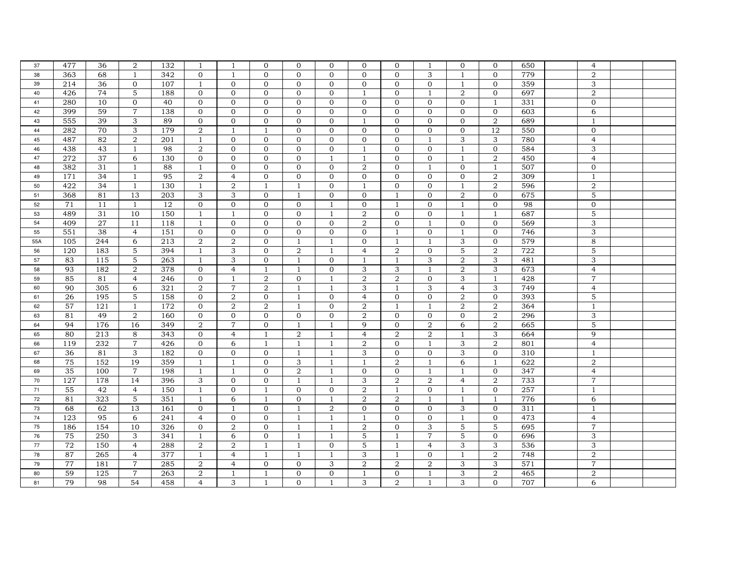| | | | | | | | | | | | | | | | | | | | |
|---|---|---|---|---|---|---|---|---|---|---|---|---|---|---|---|---|---|---|---|
| 37 | 477 | 36 | 2 | 132 | 1 | 1 | 0 | 0 | 0 | 0 | 0 | 1 | 0 | 0 | 650 | | 4 | | |
| 38 | 363 | 68 | 1 | 342 | 0 | 1 | 0 | 0 | 0 | 0 | 0 | 3 | 1 | 0 | 779 | | 2 | | |
| 39 | 214 | 36 | 0 | 107 | 1 | 0 | 0 | 0 | 0 | 0 | 0 | 0 | 1 | 0 | 359 | | 3 | | |
| 40 | 426 | 74 | 5 | 188 | 0 | 0 | 0 | 0 | 0 | 1 | 0 | 1 | 2 | 0 | 697 | | 2 | | |
| 41 | 280 | 10 | 0 | 40 | 0 | 0 | 0 | 0 | 0 | 0 | 0 | 0 | 0 | 1 | 331 | | 0 | | |
| 42 | 399 | 59 | 7 | 138 | 0 | 0 | 0 | 0 | 0 | 0 | 0 | 0 | 0 | 0 | 603 | | 6 | | |
| 43 | 555 | 39 | 3 | 89 | 0 | 0 | 0 | 0 | 0 | 1 | 0 | 0 | 0 | 2 | 689 | | 1 | | |
| 44 | 282 | 70 | 3 | 179 | 2 | 1 | 1 | 0 | 0 | 0 | 0 | 0 | 0 | 12 | 550 | | 0 | | |
| 45 | 487 | 82 | 2 | 201 | 1 | 0 | 0 | 0 | 0 | 0 | 0 | 1 | 3 | 3 | 780 | | 4 | | |
| 46 | 438 | 43 | 1 | 98 | 2 | 0 | 0 | 0 | 0 | 1 | 0 | 0 | 1 | 0 | 584 | | 3 | | |
| 47 | 272 | 37 | 6 | 130 | 0 | 0 | 0 | 0 | 1 | 1 | 0 | 0 | 1 | 2 | 450 | | 4 | | |
| 48 | 382 | 31 | 1 | 88 | 1 | 0 | 0 | 0 | 0 | 2 | 0 | 1 | 0 | 1 | 507 | | 0 | | |
| 49 | 171 | 34 | 1 | 95 | 2 | 4 | 0 | 0 | 0 | 0 | 0 | 0 | 0 | 2 | 309 | | 1 | | |
| 50 | 422 | 34 | 1 | 130 | 1 | 2 | 1 | 1 | 0 | 1 | 0 | 0 | 1 | 2 | 596 | | 2 | | |
| 51 | 368 | 81 | 13 | 203 | 3 | 3 | 0 | 1 | 0 | 0 | 1 | 0 | 2 | 0 | 675 | | 5 | | |
| 52 | 71 | 11 | 1 | 12 | 0 | 0 | 0 | 0 | 1 | 0 | 1 | 0 | 1 | 0 | 98 | | 0 | | |
| 53 | 489 | 31 | 10 | 150 | 1 | 1 | 0 | 0 | 1 | 2 | 0 | 0 | 1 | 1 | 687 | | 5 | | |
| 54 | 409 | 27 | 11 | 118 | 1 | 0 | 0 | 0 | 0 | 2 | 0 | 1 | 0 | 0 | 569 | | 3 | | |
| 55 | 551 | 38 | 4 | 151 | 0 | 0 | 0 | 0 | 0 | 0 | 1 | 0 | 1 | 0 | 746 | | 3 | | |
| 55A | 105 | 244 | 6 | 213 | 2 | 2 | 0 | 1 | 1 | 0 | 1 | 1 | 3 | 0 | 579 | | 8 | | |
| 56 | 120 | 183 | 5 | 394 | 1 | 3 | 0 | 2 | 1 | 4 | 2 | 0 | 5 | 2 | 722 | | 5 | | |
| 57 | 83 | 115 | 5 | 263 | 1 | 3 | 0 | 1 | 0 | 1 | 1 | 3 | 2 | 3 | 481 | | 3 | | |
| 58 | 93 | 182 | 2 | 378 | 0 | 4 | 1 | 1 | 0 | 3 | 3 | 1 | 2 | 3 | 673 | | 4 | | |
| 59 | 85 | 81 | 4 | 246 | 0 | 1 | 2 | 0 | 1 | 2 | 2 | 0 | 3 | 1 | 428 | | 7 | | |
| 60 | 90 | 305 | 6 | 321 | 2 | 7 | 2 | 1 | 1 | 3 | 1 | 3 | 4 | 3 | 749 | | 4 | | |
| 61 | 26 | 195 | 5 | 158 | 0 | 2 | 0 | 1 | 0 | 4 | 0 | 0 | 2 | 0 | 393 | | 5 | | |
| 62 | 57 | 121 | 1 | 172 | 0 | 2 | 2 | 1 | 0 | 2 | 1 | 1 | 2 | 2 | 364 | | 1 | | |
| 63 | 81 | 49 | 2 | 160 | 0 | 0 | 0 | 0 | 0 | 2 | 0 | 0 | 0 | 2 | 296 | | 3 | | |
| 64 | 94 | 176 | 16 | 349 | 2 | 7 | 0 | 1 | 1 | 9 | 0 | 2 | 6 | 2 | 665 | | 5 | | |
| 65 | 80 | 213 | 8 | 343 | 0 | 4 | 1 | 2 | 1 | 4 | 2 | 2 | 1 | 3 | 664 | | 9 | | |
| 66 | 119 | 232 | 7 | 426 | 0 | 6 | 1 | 1 | 1 | 2 | 0 | 1 | 3 | 2 | 801 | | 4 | | |
| 67 | 36 | 81 | 3 | 182 | 0 | 0 | 0 | 1 | 1 | 3 | 0 | 0 | 3 | 0 | 310 | | 1 | | |
| 68 | 75 | 152 | 19 | 359 | 1 | 1 | 0 | 3 | 1 | 1 | 2 | 1 | 6 | 1 | 622 | | 2 | | |
| 69 | 35 | 100 | 7 | 198 | 1 | 1 | 0 | 2 | 1 | 0 | 0 | 1 | 1 | 0 | 347 | | 4 | | |
| 70 | 127 | 178 | 14 | 396 | 3 | 0 | 0 | 1 | 1 | 3 | 2 | 2 | 4 | 2 | 733 | | 7 | | |
| 71 | 55 | 42 | 4 | 150 | 1 | 0 | 1 | 0 | 0 | 2 | 1 | 0 | 1 | 0 | 257 | | 1 | | |
| 72 | 81 | 323 | 5 | 351 | 1 | 6 | 1 | 0 | 1 | 2 | 2 | 1 | 1 | 1 | 776 | | 6 | | |
| 73 | 68 | 62 | 13 | 161 | 0 | 1 | 0 | 1 | 2 | 0 | 0 | 0 | 3 | 0 | 311 | | 1 | | |
| 74 | 123 | 95 | 6 | 241 | 4 | 0 | 0 | 1 | 1 | 1 | 0 | 0 | 1 | 0 | 473 | | 4 | | |
| 75 | 186 | 154 | 10 | 326 | 0 | 2 | 0 | 1 | 1 | 2 | 0 | 3 | 5 | 5 | 695 | | 7 | | |
| 76 | 75 | 250 | 3 | 341 | 1 | 6 | 0 | 1 | 1 | 5 | 1 | 7 | 5 | 0 | 696 | | 3 | | |
| 77 | 72 | 150 | 4 | 288 | 2 | 2 | 1 | 1 | 0 | 5 | 1 | 4 | 3 | 3 | 536 | | 3 | | |
| 78 | 87 | 265 | 4 | 377 | 1 | 4 | 1 | 1 | 1 | 3 | 1 | 0 | 1 | 2 | 748 | | 2 | | |
| 79 | 77 | 181 | 7 | 285 | 2 | 4 | 0 | 0 | 3 | 2 | 2 | 2 | 3 | 3 | 571 | | 7 | | |
| 80 | 59 | 125 | 7 | 263 | 2 | 1 | 1 | 0 | 0 | 1 | 0 | 1 | 3 | 2 | 465 | | 2 | | |
| 81 | 79 | 98 | 54 | 458 | 4 | 3 | 1 | 0 | 1 | 3 | 2 | 1 | 3 | 0 | 707 | | 6 | | |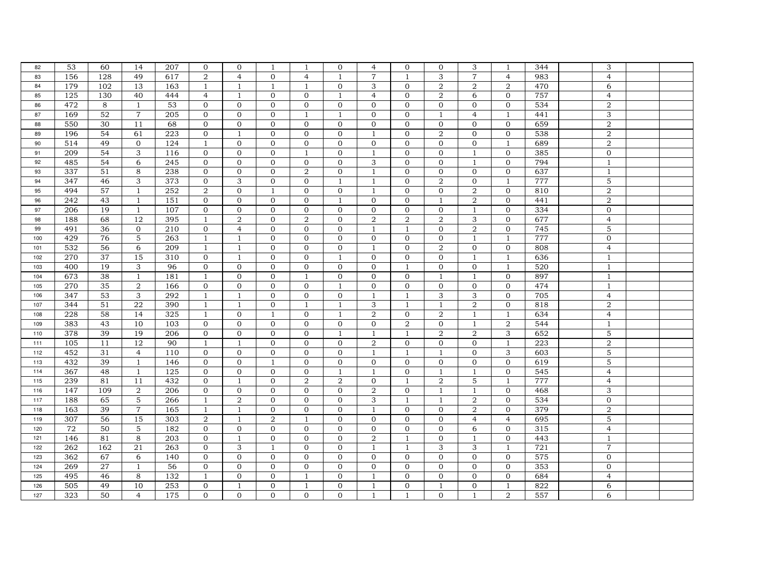| | | | | | | | | | | | | | | | | | | |
|---|---|---|---|---|---|---|---|---|---|---|---|---|---|---|---|---|---|---|
| 82 | 53 | 60 | 14 | 207 | 0 | 0 | 1 | 1 | 0 | 4 | 0 | 0 | 3 | 1 | 344 | | 3 | | |
| 83 | 156 | 128 | 49 | 617 | 2 | 4 | 0 | 4 | 1 | 7 | 1 | 3 | 7 | 4 | 983 | | 4 | | |
| 84 | 179 | 102 | 13 | 163 | 1 | 1 | 1 | 1 | 0 | 3 | 0 | 2 | 2 | 2 | 470 | | 6 | | |
| 85 | 125 | 130 | 40 | 444 | 4 | 1 | 0 | 0 | 1 | 4 | 0 | 2 | 6 | 0 | 757 | | 4 | | |
| 86 | 472 | 8 | 1 | 53 | 0 | 0 | 0 | 0 | 0 | 0 | 0 | 0 | 0 | 0 | 534 | | 2 | | |
| 87 | 169 | 52 | 7 | 205 | 0 | 0 | 0 | 1 | 1 | 0 | 0 | 1 | 4 | 1 | 441 | | 3 | | |
| 88 | 550 | 30 | 11 | 68 | 0 | 0 | 0 | 0 | 0 | 0 | 0 | 0 | 0 | 0 | 659 | | 2 | | |
| 89 | 196 | 54 | 61 | 223 | 0 | 1 | 0 | 0 | 0 | 1 | 0 | 2 | 0 | 0 | 538 | | 2 | | |
| 90 | 514 | 49 | 0 | 124 | 1 | 0 | 0 | 0 | 0 | 0 | 0 | 0 | 0 | 1 | 689 | | 2 | | |
| 91 | 209 | 54 | 3 | 116 | 0 | 0 | 0 | 1 | 0 | 1 | 0 | 0 | 1 | 0 | 385 | | 0 | | |
| 92 | 485 | 54 | 6 | 245 | 0 | 0 | 0 | 0 | 0 | 3 | 0 | 0 | 1 | 0 | 794 | | 1 | | |
| 93 | 337 | 51 | 8 | 238 | 0 | 0 | 0 | 2 | 0 | 1 | 0 | 0 | 0 | 0 | 637 | | 1 | | |
| 94 | 347 | 46 | 3 | 373 | 0 | 3 | 0 | 0 | 1 | 1 | 0 | 2 | 0 | 1 | 777 | | 5 | | |
| 95 | 494 | 57 | 1 | 252 | 2 | 0 | 1 | 0 | 0 | 1 | 0 | 0 | 2 | 0 | 810 | | 2 | | |
| 96 | 242 | 43 | 1 | 151 | 0 | 0 | 0 | 0 | 1 | 0 | 0 | 1 | 2 | 0 | 441 | | 2 | | |
| 97 | 206 | 19 | 1 | 107 | 0 | 0 | 0 | 0 | 0 | 0 | 0 | 0 | 1 | 0 | 334 | | 0 | | |
| 98 | 188 | 68 | 12 | 395 | 1 | 2 | 0 | 2 | 0 | 2 | 2 | 2 | 3 | 0 | 677 | | 4 | | |
| 99 | 491 | 36 | 0 | 210 | 0 | 4 | 0 | 0 | 0 | 1 | 1 | 0 | 2 | 0 | 745 | | 5 | | |
| 100 | 429 | 76 | 5 | 263 | 1 | 1 | 0 | 0 | 0 | 0 | 0 | 0 | 1 | 1 | 777 | | 0 | | |
| 101 | 532 | 56 | 6 | 209 | 1 | 1 | 0 | 0 | 0 | 1 | 0 | 2 | 0 | 0 | 808 | | 4 | | |
| 102 | 270 | 37 | 15 | 310 | 0 | 1 | 0 | 0 | 1 | 0 | 0 | 0 | 1 | 1 | 636 | | 1 | | |
| 103 | 400 | 19 | 3 | 96 | 0 | 0 | 0 | 0 | 0 | 0 | 1 | 0 | 0 | 1 | 520 | | 1 | | |
| 104 | 673 | 38 | 1 | 181 | 1 | 0 | 0 | 1 | 0 | 0 | 0 | 1 | 1 | 0 | 897 | | 1 | | |
| 105 | 270 | 35 | 2 | 166 | 0 | 0 | 0 | 0 | 1 | 0 | 0 | 0 | 0 | 0 | 474 | | 1 | | |
| 106 | 347 | 53 | 3 | 292 | 1 | 1 | 0 | 0 | 0 | 1 | 1 | 3 | 3 | 0 | 705 | | 4 | | |
| 107 | 344 | 51 | 22 | 390 | 1 | 1 | 0 | 1 | 1 | 3 | 1 | 1 | 2 | 0 | 818 | | 2 | | |
| 108 | 228 | 58 | 14 | 325 | 1 | 0 | 1 | 0 | 1 | 2 | 0 | 2 | 1 | 1 | 634 | | 4 | | |
| 109 | 383 | 43 | 10 | 103 | 0 | 0 | 0 | 0 | 0 | 0 | 2 | 0 | 1 | 2 | 544 | | 1 | | |
| 110 | 378 | 39 | 19 | 206 | 0 | 0 | 0 | 0 | 1 | 1 | 1 | 2 | 2 | 3 | 652 | | 5 | | |
| 111 | 105 | 11 | 12 | 90 | 1 | 1 | 0 | 0 | 0 | 2 | 0 | 0 | 0 | 1 | 223 | | 2 | | |
| 112 | 452 | 31 | 4 | 110 | 0 | 0 | 0 | 0 | 0 | 1 | 1 | 1 | 0 | 3 | 603 | | 5 | | |
| 113 | 432 | 39 | 1 | 146 | 0 | 0 | 1 | 0 | 0 | 0 | 0 | 0 | 0 | 0 | 619 | | 5 | | |
| 114 | 367 | 48 | 1 | 125 | 0 | 0 | 0 | 0 | 1 | 1 | 0 | 1 | 1 | 0 | 545 | | 4 | | |
| 115 | 239 | 81 | 11 | 432 | 0 | 1 | 0 | 2 | 2 | 0 | 1 | 2 | 5 | 1 | 777 | | 4 | | |
| 116 | 147 | 109 | 2 | 206 | 0 | 0 | 0 | 0 | 0 | 2 | 0 | 1 | 1 | 0 | 468 | | 3 | | |
| 117 | 188 | 65 | 5 | 266 | 1 | 2 | 0 | 0 | 0 | 3 | 1 | 1 | 2 | 0 | 534 | | 0 | | |
| 118 | 163 | 39 | 7 | 165 | 1 | 1 | 0 | 0 | 0 | 1 | 0 | 0 | 2 | 0 | 379 | | 2 | | |
| 119 | 307 | 56 | 15 | 303 | 2 | 1 | 2 | 1 | 0 | 0 | 0 | 0 | 4 | 4 | 695 | | 5 | | |
| 120 | 72 | 50 | 5 | 182 | 0 | 0 | 0 | 0 | 0 | 0 | 0 | 0 | 6 | 0 | 315 | | 4 | | |
| 121 | 146 | 81 | 8 | 203 | 0 | 1 | 0 | 0 | 0 | 2 | 1 | 0 | 1 | 0 | 443 | | 1 | | |
| 122 | 262 | 162 | 21 | 263 | 0 | 3 | 1 | 0 | 0 | 1 | 1 | 3 | 3 | 1 | 721 | | 7 | | |
| 123 | 362 | 67 | 6 | 140 | 0 | 0 | 0 | 0 | 0 | 0 | 0 | 0 | 0 | 0 | 575 | | 0 | | |
| 124 | 269 | 27 | 1 | 56 | 0 | 0 | 0 | 0 | 0 | 0 | 0 | 0 | 0 | 0 | 353 | | 0 | | |
| 125 | 495 | 46 | 8 | 132 | 1 | 0 | 0 | 1 | 0 | 1 | 0 | 0 | 0 | 0 | 684 | | 4 | | |
| 126 | 505 | 49 | 10 | 253 | 0 | 1 | 0 | 1 | 0 | 1 | 0 | 1 | 0 | 1 | 822 | | 6 | | |
| 127 | 323 | 50 | 4 | 175 | 0 | 0 | 0 | 0 | 0 | 1 | 1 | 0 | 1 | 2 | 557 | | 6 | | |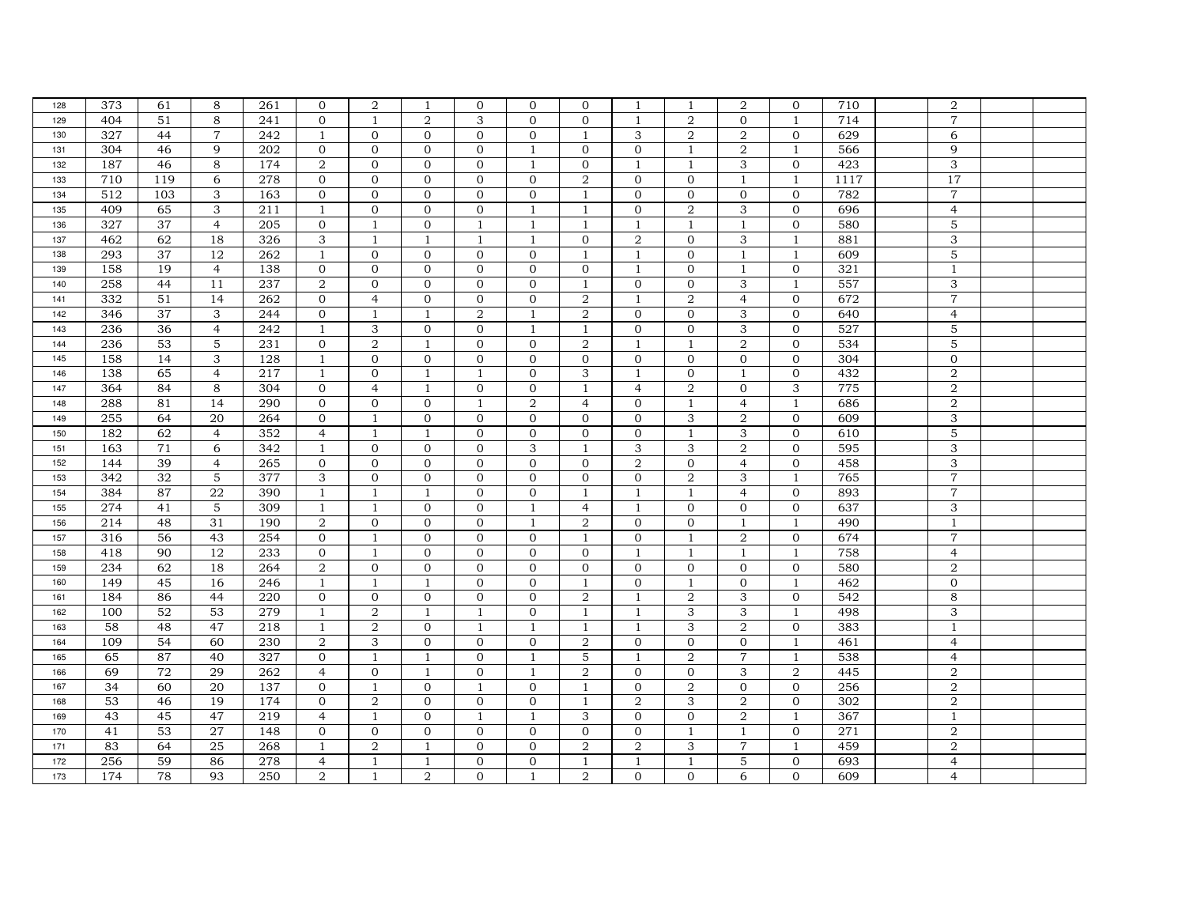| 128 | 373 | 61 | 8 | 261 | 0 | 2 | 1 | 0 | 0 | 0 | 1 | 1 | 2 | 0 | 710 | | 2 | | |
|---|---|---|---|---|---|---|---|---|---|---|---|---|---|---|---|---|---|---|---|
| 129 | 404 | 51 | 8 | 241 | 0 | 1 | 2 | 3 | 0 | 0 | 1 | 2 | 0 | 1 | 714 | | 7 | | |
| 130 | 327 | 44 | 7 | 242 | 1 | 0 | 0 | 0 | 0 | 1 | 3 | 2 | 2 | 0 | 629 | | 6 | | |
| 131 | 304 | 46 | 9 | 202 | 0 | 0 | 0 | 0 | 1 | 0 | 0 | 1 | 2 | 1 | 566 | | 9 | | |
| 132 | 187 | 46 | 8 | 174 | 2 | 0 | 0 | 0 | 1 | 0 | 1 | 1 | 3 | 0 | 423 | | 3 | | |
| 133 | 710 | 119 | 6 | 278 | 0 | 0 | 0 | 0 | 0 | 2 | 0 | 0 | 1 | 1 | 1117 | | 17 | | |
| 134 | 512 | 103 | 3 | 163 | 0 | 0 | 0 | 0 | 0 | 1 | 0 | 0 | 0 | 0 | 782 | | 7 | | |
| 135 | 409 | 65 | 3 | 211 | 1 | 0 | 0 | 0 | 1 | 1 | 0 | 2 | 3 | 0 | 696 | | 4 | | |
| 136 | 327 | 37 | 4 | 205 | 0 | 1 | 0 | 1 | 1 | 1 | 1 | 1 | 1 | 0 | 580 | | 5 | | |
| 137 | 462 | 62 | 18 | 326 | 3 | 1 | 1 | 1 | 1 | 0 | 2 | 0 | 3 | 1 | 881 | | 3 | | |
| 138 | 293 | 37 | 12 | 262 | 1 | 0 | 0 | 0 | 0 | 1 | 1 | 0 | 1 | 1 | 609 | | 5 | | |
| 139 | 158 | 19 | 4 | 138 | 0 | 0 | 0 | 0 | 0 | 0 | 1 | 0 | 1 | 0 | 321 | | 1 | | |
| 140 | 258 | 44 | 11 | 237 | 2 | 0 | 0 | 0 | 0 | 1 | 0 | 0 | 3 | 1 | 557 | | 3 | | |
| 141 | 332 | 51 | 14 | 262 | 0 | 4 | 0 | 0 | 0 | 2 | 1 | 2 | 4 | 0 | 672 | | 7 | | |
| 142 | 346 | 37 | 3 | 244 | 0 | 1 | 1 | 2 | 1 | 2 | 0 | 0 | 3 | 0 | 640 | | 4 | | |
| 143 | 236 | 36 | 4 | 242 | 1 | 3 | 0 | 0 | 1 | 1 | 0 | 0 | 3 | 0 | 527 | | 5 | | |
| 144 | 236 | 53 | 5 | 231 | 0 | 2 | 1 | 0 | 0 | 2 | 1 | 1 | 2 | 0 | 534 | | 5 | | |
| 145 | 158 | 14 | 3 | 128 | 1 | 0 | 0 | 0 | 0 | 0 | 0 | 0 | 0 | 0 | 304 | | 0 | | |
| 146 | 138 | 65 | 4 | 217 | 1 | 0 | 1 | 1 | 0 | 3 | 1 | 0 | 1 | 0 | 432 | | 2 | | |
| 147 | 364 | 84 | 8 | 304 | 0 | 4 | 1 | 0 | 0 | 1 | 4 | 2 | 0 | 3 | 775 | | 2 | | |
| 148 | 288 | 81 | 14 | 290 | 0 | 0 | 0 | 1 | 2 | 4 | 0 | 1 | 4 | 1 | 686 | | 2 | | |
| 149 | 255 | 64 | 20 | 264 | 0 | 1 | 0 | 0 | 0 | 0 | 0 | 3 | 2 | 0 | 609 | | 3 | | |
| 150 | 182 | 62 | 4 | 352 | 4 | 1 | 1 | 0 | 0 | 0 | 0 | 1 | 3 | 0 | 610 | | 5 | | |
| 151 | 163 | 71 | 6 | 342 | 1 | 0 | 0 | 0 | 3 | 1 | 3 | 3 | 2 | 0 | 595 | | 3 | | |
| 152 | 144 | 39 | 4 | 265 | 0 | 0 | 0 | 0 | 0 | 0 | 2 | 0 | 4 | 0 | 458 | | 3 | | |
| 153 | 342 | 32 | 5 | 377 | 3 | 0 | 0 | 0 | 0 | 0 | 0 | 2 | 3 | 1 | 765 | | 7 | | |
| 154 | 384 | 87 | 22 | 390 | 1 | 1 | 1 | 0 | 0 | 1 | 1 | 1 | 4 | 0 | 893 | | 7 | | |
| 155 | 274 | 41 | 5 | 309 | 1 | 1 | 0 | 0 | 1 | 4 | 1 | 0 | 0 | 0 | 637 | | 3 | | |
| 156 | 214 | 48 | 31 | 190 | 2 | 0 | 0 | 0 | 1 | 2 | 0 | 0 | 1 | 1 | 490 | | 1 | | |
| 157 | 316 | 56 | 43 | 254 | 0 | 1 | 0 | 0 | 0 | 1 | 0 | 1 | 2 | 0 | 674 | | 7 | | |
| 158 | 418 | 90 | 12 | 233 | 0 | 1 | 0 | 0 | 0 | 0 | 1 | 1 | 1 | 1 | 758 | | 4 | | |
| 159 | 234 | 62 | 18 | 264 | 2 | 0 | 0 | 0 | 0 | 0 | 0 | 0 | 0 | 0 | 580 | | 2 | | |
| 160 | 149 | 45 | 16 | 246 | 1 | 1 | 1 | 0 | 0 | 1 | 0 | 1 | 0 | 1 | 462 | | 0 | | |
| 161 | 184 | 86 | 44 | 220 | 0 | 0 | 0 | 0 | 0 | 2 | 1 | 2 | 3 | 0 | 542 | | 8 | | |
| 162 | 100 | 52 | 53 | 279 | 1 | 2 | 1 | 1 | 0 | 1 | 1 | 3 | 3 | 1 | 498 | | 3 | | |
| 163 | 58 | 48 | 47 | 218 | 1 | 2 | 0 | 1 | 1 | 1 | 1 | 3 | 2 | 0 | 383 | | 1 | | |
| 164 | 109 | 54 | 60 | 230 | 2 | 3 | 0 | 0 | 0 | 2 | 0 | 0 | 0 | 1 | 461 | | 4 | | |
| 165 | 65 | 87 | 40 | 327 | 0 | 1 | 1 | 0 | 1 | 5 | 1 | 2 | 7 | 1 | 538 | | 4 | | |
| 166 | 69 | 72 | 29 | 262 | 4 | 0 | 1 | 0 | 1 | 2 | 0 | 0 | 3 | 2 | 445 | | 2 | | |
| 167 | 34 | 60 | 20 | 137 | 0 | 1 | 0 | 1 | 0 | 1 | 0 | 2 | 0 | 0 | 256 | | 2 | | |
| 168 | 53 | 46 | 19 | 174 | 0 | 2 | 0 | 0 | 0 | 1 | 2 | 3 | 2 | 0 | 302 | | 2 | | |
| 169 | 43 | 45 | 47 | 219 | 4 | 1 | 0 | 1 | 1 | 3 | 0 | 0 | 2 | 1 | 367 | | 1 | | |
| 170 | 41 | 53 | 27 | 148 | 0 | 0 | 0 | 0 | 0 | 0 | 0 | 1 | 1 | 0 | 271 | | 2 | | |
| 171 | 83 | 64 | 25 | 268 | 1 | 2 | 1 | 0 | 0 | 2 | 2 | 3 | 7 | 1 | 459 | | 2 | | |
| 172 | 256 | 59 | 86 | 278 | 4 | 1 | 1 | 0 | 0 | 1 | 1 | 1 | 5 | 0 | 693 | | 4 | | |
| 173 | 174 | 78 | 93 | 250 | 2 | 1 | 2 | 0 | 1 | 2 | 0 | 0 | 6 | 0 | 609 | | 4 | | |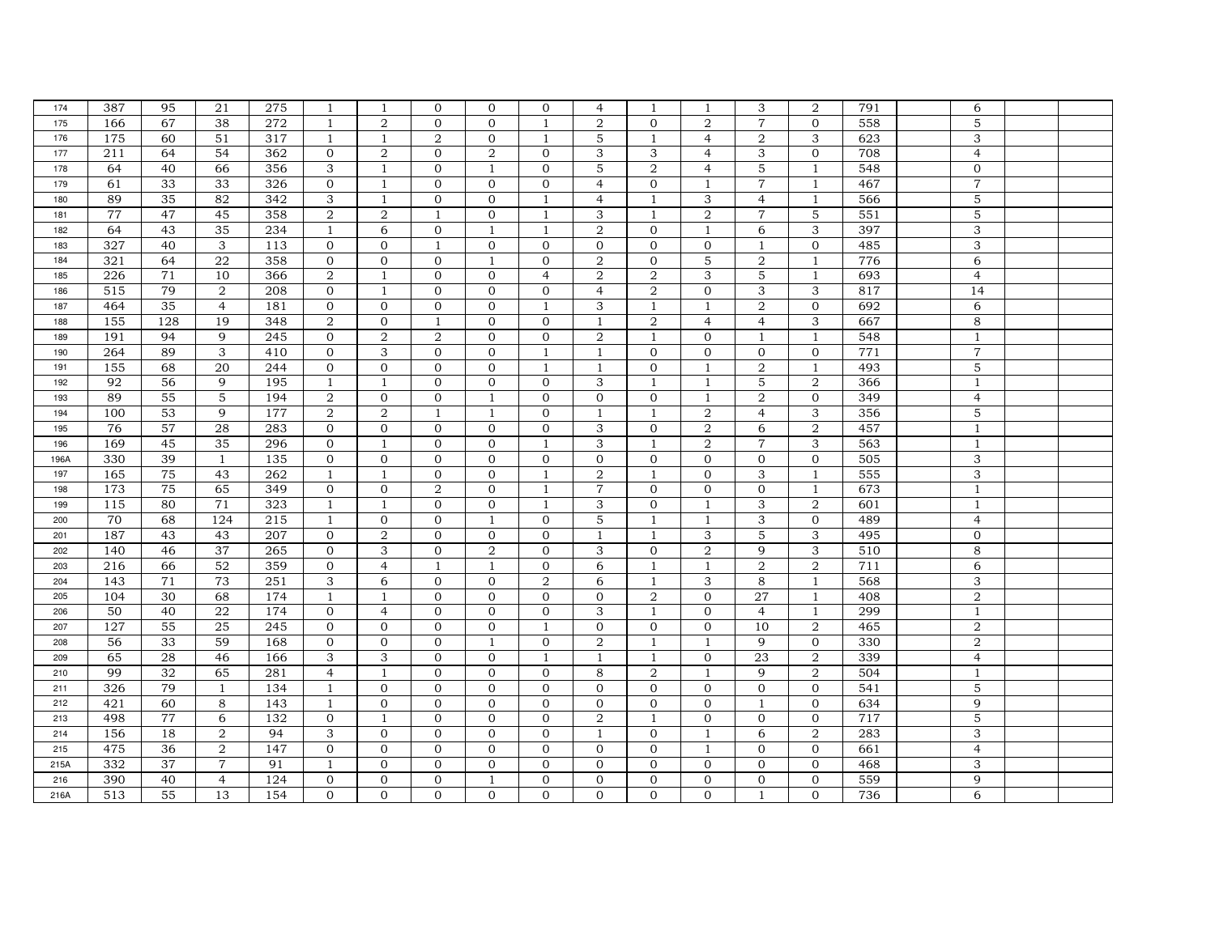| | | | | | | | | | | | | | | | | | | | |
|---|---|---|---|---|---|---|---|---|---|---|---|---|---|---|---|---|---|---|---|
| 174 | 387 | 95 | 21 | 275 | 1 | 1 | 0 | 0 | 0 | 4 | 1 | 1 | 3 | 2 | 791 | | 6 | | |
| 175 | 166 | 67 | 38 | 272 | 1 | 2 | 0 | 0 | 1 | 2 | 0 | 2 | 7 | 0 | 558 | | 5 | | |
| 176 | 175 | 60 | 51 | 317 | 1 | 1 | 2 | 0 | 1 | 5 | 1 | 4 | 2 | 3 | 623 | | 3 | | |
| 177 | 211 | 64 | 54 | 362 | 0 | 2 | 0 | 2 | 0 | 3 | 3 | 4 | 3 | 0 | 708 | | 4 | | |
| 178 | 64 | 40 | 66 | 356 | 3 | 1 | 0 | 1 | 0 | 5 | 2 | 4 | 5 | 1 | 548 | | 0 | | |
| 179 | 61 | 33 | 33 | 326 | 0 | 1 | 0 | 0 | 0 | 4 | 0 | 1 | 7 | 1 | 467 | | 7 | | |
| 180 | 89 | 35 | 82 | 342 | 3 | 1 | 0 | 0 | 1 | 4 | 1 | 3 | 4 | 1 | 566 | | 5 | | |
| 181 | 77 | 47 | 45 | 358 | 2 | 2 | 1 | 0 | 1 | 3 | 1 | 2 | 7 | 5 | 551 | | 5 | | |
| 182 | 64 | 43 | 35 | 234 | 1 | 6 | 0 | 1 | 1 | 2 | 0 | 1 | 6 | 3 | 397 | | 3 | | |
| 183 | 327 | 40 | 3 | 113 | 0 | 0 | 1 | 0 | 0 | 0 | 0 | 0 | 1 | 0 | 485 | | 3 | | |
| 184 | 321 | 64 | 22 | 358 | 0 | 0 | 0 | 1 | 0 | 2 | 0 | 5 | 2 | 1 | 776 | | 6 | | |
| 185 | 226 | 71 | 10 | 366 | 2 | 1 | 0 | 0 | 4 | 2 | 2 | 3 | 5 | 1 | 693 | | 4 | | |
| 186 | 515 | 79 | 2 | 208 | 0 | 1 | 0 | 0 | 0 | 4 | 2 | 0 | 3 | 3 | 817 | | 14 | | |
| 187 | 464 | 35 | 4 | 181 | 0 | 0 | 0 | 0 | 1 | 3 | 1 | 1 | 2 | 0 | 692 | | 6 | | |
| 188 | 155 | 128 | 19 | 348 | 2 | 0 | 1 | 0 | 0 | 1 | 2 | 4 | 4 | 3 | 667 | | 8 | | |
| 189 | 191 | 94 | 9 | 245 | 0 | 2 | 2 | 0 | 0 | 2 | 1 | 0 | 1 | 1 | 548 | | 1 | | |
| 190 | 264 | 89 | 3 | 410 | 0 | 3 | 0 | 0 | 1 | 1 | 0 | 0 | 0 | 0 | 771 | | 7 | | |
| 191 | 155 | 68 | 20 | 244 | 0 | 0 | 0 | 0 | 1 | 1 | 0 | 1 | 2 | 1 | 493 | | 5 | | |
| 192 | 92 | 56 | 9 | 195 | 1 | 1 | 0 | 0 | 0 | 3 | 1 | 1 | 5 | 2 | 366 | | 1 | | |
| 193 | 89 | 55 | 5 | 194 | 2 | 0 | 0 | 1 | 0 | 0 | 0 | 1 | 2 | 0 | 349 | | 4 | | |
| 194 | 100 | 53 | 9 | 177 | 2 | 2 | 1 | 1 | 0 | 1 | 1 | 2 | 4 | 3 | 356 | | 5 | | |
| 195 | 76 | 57 | 28 | 283 | 0 | 0 | 0 | 0 | 0 | 3 | 0 | 2 | 6 | 2 | 457 | | 1 | | |
| 196 | 169 | 45 | 35 | 296 | 0 | 1 | 0 | 0 | 1 | 3 | 1 | 2 | 7 | 3 | 563 | | 1 | | |
| 196A | 330 | 39 | 1 | 135 | 0 | 0 | 0 | 0 | 0 | 0 | 0 | 0 | 0 | 0 | 505 | | 3 | | |
| 197 | 165 | 75 | 43 | 262 | 1 | 1 | 0 | 0 | 1 | 2 | 1 | 0 | 3 | 1 | 555 | | 3 | | |
| 198 | 173 | 75 | 65 | 349 | 0 | 0 | 2 | 0 | 1 | 7 | 0 | 0 | 0 | 1 | 673 | | 1 | | |
| 199 | 115 | 80 | 71 | 323 | 1 | 1 | 0 | 0 | 1 | 3 | 0 | 1 | 3 | 2 | 601 | | 1 | | |
| 200 | 70 | 68 | 124 | 215 | 1 | 0 | 0 | 1 | 0 | 5 | 1 | 1 | 3 | 0 | 489 | | 4 | | |
| 201 | 187 | 43 | 43 | 207 | 0 | 2 | 0 | 0 | 0 | 1 | 1 | 3 | 5 | 3 | 495 | | 0 | | |
| 202 | 140 | 46 | 37 | 265 | 0 | 3 | 0 | 2 | 0 | 3 | 0 | 2 | 9 | 3 | 510 | | 8 | | |
| 203 | 216 | 66 | 52 | 359 | 0 | 4 | 1 | 1 | 0 | 6 | 1 | 1 | 2 | 2 | 711 | | 6 | | |
| 204 | 143 | 71 | 73 | 251 | 3 | 6 | 0 | 0 | 2 | 6 | 1 | 3 | 8 | 1 | 568 | | 3 | | |
| 205 | 104 | 30 | 68 | 174 | 1 | 1 | 0 | 0 | 0 | 0 | 2 | 0 | 27 | 1 | 408 | | 2 | | |
| 206 | 50 | 40 | 22 | 174 | 0 | 4 | 0 | 0 | 0 | 3 | 1 | 0 | 4 | 1 | 299 | | 1 | | |
| 207 | 127 | 55 | 25 | 245 | 0 | 0 | 0 | 0 | 1 | 0 | 0 | 0 | 10 | 2 | 465 | | 2 | | |
| 208 | 56 | 33 | 59 | 168 | 0 | 0 | 0 | 1 | 0 | 2 | 1 | 1 | 9 | 0 | 330 | | 2 | | |
| 209 | 65 | 28 | 46 | 166 | 3 | 3 | 0 | 0 | 1 | 1 | 1 | 0 | 23 | 2 | 339 | | 4 | | |
| 210 | 99 | 32 | 65 | 281 | 4 | 1 | 0 | 0 | 0 | 8 | 2 | 1 | 9 | 2 | 504 | | 1 | | |
| 211 | 326 | 79 | 1 | 134 | 1 | 0 | 0 | 0 | 0 | 0 | 0 | 0 | 0 | 0 | 541 | | 5 | | |
| 212 | 421 | 60 | 8 | 143 | 1 | 0 | 0 | 0 | 0 | 0 | 0 | 0 | 1 | 0 | 634 | | 9 | | |
| 213 | 498 | 77 | 6 | 132 | 0 | 1 | 0 | 0 | 0 | 2 | 1 | 0 | 0 | 0 | 717 | | 5 | | |
| 214 | 156 | 18 | 2 | 94 | 3 | 0 | 0 | 0 | 0 | 1 | 0 | 1 | 6 | 2 | 283 | | 3 | | |
| 215 | 475 | 36 | 2 | 147 | 0 | 0 | 0 | 0 | 0 | 0 | 0 | 1 | 0 | 0 | 661 | | 4 | | |
| 215A | 332 | 37 | 7 | 91 | 1 | 0 | 0 | 0 | 0 | 0 | 0 | 0 | 0 | 0 | 468 | | 3 | | |
| 216 | 390 | 40 | 4 | 124 | 0 | 0 | 0 | 1 | 0 | 0 | 0 | 0 | 0 | 0 | 559 | | 9 | | |
| 216A | 513 | 55 | 13 | 154 | 0 | 0 | 0 | 0 | 0 | 0 | 0 | 0 | 1 | 0 | 736 | | 6 | | |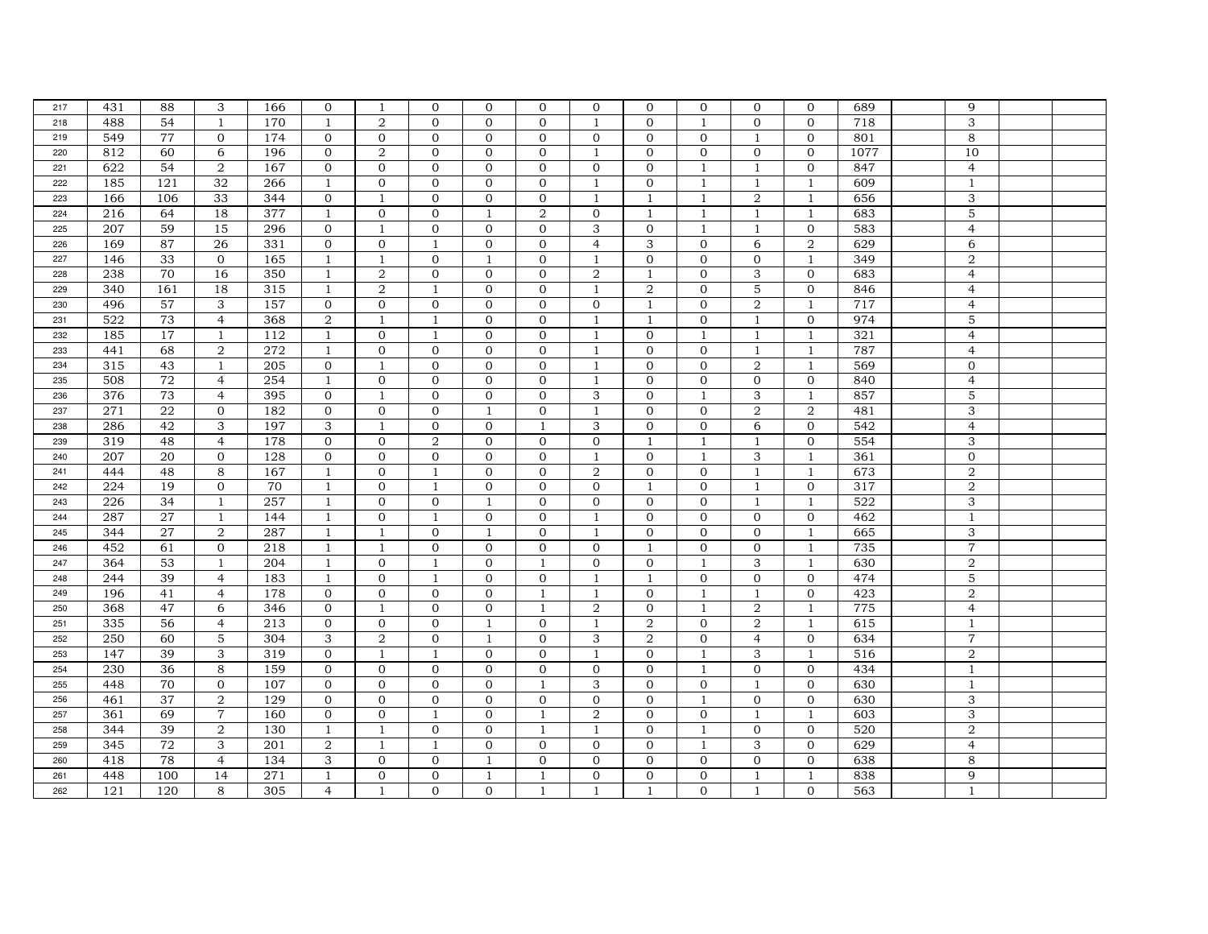| | | | | | | | | | | | | | | | | | | | |
|---|---|---|---|---|---|---|---|---|---|---|---|---|---|---|---|---|---|---|---|
| 217 | 431 | 88 | 3 | 166 | 0 | 1 | 0 | 0 | 0 | 0 | 0 | 0 | 0 | 0 | 689 | | 9 | | |
| 218 | 488 | 54 | 1 | 170 | 1 | 2 | 0 | 0 | 0 | 1 | 0 | 1 | 0 | 0 | 718 | | 3 | | |
| 219 | 549 | 77 | 0 | 174 | 0 | 0 | 0 | 0 | 0 | 0 | 0 | 0 | 1 | 0 | 801 | | 8 | | |
| 220 | 812 | 60 | 6 | 196 | 0 | 2 | 0 | 0 | 0 | 1 | 0 | 0 | 0 | 0 | 1077 | | 10 | | |
| 221 | 622 | 54 | 2 | 167 | 0 | 0 | 0 | 0 | 0 | 0 | 0 | 1 | 1 | 0 | 847 | | 4 | | |
| 222 | 185 | 121 | 32 | 266 | 1 | 0 | 0 | 0 | 0 | 1 | 0 | 1 | 1 | 1 | 609 | | 1 | | |
| 223 | 166 | 106 | 33 | 344 | 0 | 1 | 0 | 0 | 0 | 1 | 1 | 1 | 2 | 1 | 656 | | 3 | | |
| 224 | 216 | 64 | 18 | 377 | 1 | 0 | 0 | 1 | 2 | 0 | 1 | 1 | 1 | 1 | 683 | | 5 | | |
| 225 | 207 | 59 | 15 | 296 | 0 | 1 | 0 | 0 | 0 | 3 | 0 | 1 | 1 | 0 | 583 | | 4 | | |
| 226 | 169 | 87 | 26 | 331 | 0 | 0 | 1 | 0 | 0 | 4 | 3 | 0 | 6 | 2 | 629 | | 6 | | |
| 227 | 146 | 33 | 0 | 165 | 1 | 1 | 0 | 1 | 0 | 1 | 0 | 0 | 0 | 1 | 349 | | 2 | | |
| 228 | 238 | 70 | 16 | 350 | 1 | 2 | 0 | 0 | 0 | 2 | 1 | 0 | 3 | 0 | 683 | | 4 | | |
| 229 | 340 | 161 | 18 | 315 | 1 | 2 | 1 | 0 | 0 | 1 | 2 | 0 | 5 | 0 | 846 | | 4 | | |
| 230 | 496 | 57 | 3 | 157 | 0 | 0 | 0 | 0 | 0 | 0 | 1 | 0 | 2 | 1 | 717 | | 4 | | |
| 231 | 522 | 73 | 4 | 368 | 2 | 1 | 1 | 0 | 0 | 1 | 1 | 0 | 1 | 0 | 974 | | 5 | | |
| 232 | 185 | 17 | 1 | 112 | 1 | 0 | 1 | 0 | 0 | 1 | 0 | 1 | 1 | 1 | 321 | | 4 | | |
| 233 | 441 | 68 | 2 | 272 | 1 | 0 | 0 | 0 | 0 | 1 | 0 | 0 | 1 | 1 | 787 | | 4 | | |
| 234 | 315 | 43 | 1 | 205 | 0 | 1 | 0 | 0 | 0 | 1 | 0 | 0 | 2 | 1 | 569 | | 0 | | |
| 235 | 508 | 72 | 4 | 254 | 1 | 0 | 0 | 0 | 0 | 1 | 0 | 0 | 0 | 0 | 840 | | 4 | | |
| 236 | 376 | 73 | 4 | 395 | 0 | 1 | 0 | 0 | 0 | 3 | 0 | 1 | 3 | 1 | 857 | | 5 | | |
| 237 | 271 | 22 | 0 | 182 | 0 | 0 | 0 | 1 | 0 | 1 | 0 | 0 | 2 | 2 | 481 | | 3 | | |
| 238 | 286 | 42 | 3 | 197 | 3 | 1 | 0 | 0 | 1 | 3 | 0 | 0 | 6 | 0 | 542 | | 4 | | |
| 239 | 319 | 48 | 4 | 178 | 0 | 0 | 2 | 0 | 0 | 0 | 1 | 1 | 1 | 0 | 554 | | 3 | | |
| 240 | 207 | 20 | 0 | 128 | 0 | 0 | 0 | 0 | 0 | 1 | 0 | 1 | 3 | 1 | 361 | | 0 | | |
| 241 | 444 | 48 | 8 | 167 | 1 | 0 | 1 | 0 | 0 | 2 | 0 | 0 | 1 | 1 | 673 | | 2 | | |
| 242 | 224 | 19 | 0 | 70 | 1 | 0 | 1 | 0 | 0 | 0 | 1 | 0 | 1 | 0 | 317 | | 2 | | |
| 243 | 226 | 34 | 1 | 257 | 1 | 0 | 0 | 1 | 0 | 0 | 0 | 0 | 1 | 1 | 522 | | 3 | | |
| 244 | 287 | 27 | 1 | 144 | 1 | 0 | 1 | 0 | 0 | 1 | 0 | 0 | 0 | 0 | 462 | | 1 | | |
| 245 | 344 | 27 | 2 | 287 | 1 | 1 | 0 | 1 | 0 | 1 | 0 | 0 | 0 | 1 | 665 | | 3 | | |
| 246 | 452 | 61 | 0 | 218 | 1 | 1 | 0 | 0 | 0 | 0 | 1 | 0 | 0 | 1 | 735 | | 7 | | |
| 247 | 364 | 53 | 1 | 204 | 1 | 0 | 1 | 0 | 1 | 0 | 0 | 1 | 3 | 1 | 630 | | 2 | | |
| 248 | 244 | 39 | 4 | 183 | 1 | 0 | 1 | 0 | 0 | 1 | 1 | 0 | 0 | 0 | 474 | | 5 | | |
| 249 | 196 | 41 | 4 | 178 | 0 | 0 | 0 | 0 | 1 | 1 | 0 | 1 | 1 | 0 | 423 | | 2 | | |
| 250 | 368 | 47 | 6 | 346 | 0 | 1 | 0 | 0 | 1 | 2 | 0 | 1 | 2 | 1 | 775 | | 4 | | |
| 251 | 335 | 56 | 4 | 213 | 0 | 0 | 0 | 1 | 0 | 1 | 2 | 0 | 2 | 1 | 615 | | 1 | | |
| 252 | 250 | 60 | 5 | 304 | 3 | 2 | 0 | 1 | 0 | 3 | 2 | 0 | 4 | 0 | 634 | | 7 | | |
| 253 | 147 | 39 | 3 | 319 | 0 | 1 | 1 | 0 | 0 | 1 | 0 | 1 | 3 | 1 | 516 | | 2 | | |
| 254 | 230 | 36 | 8 | 159 | 0 | 0 | 0 | 0 | 0 | 0 | 0 | 1 | 0 | 0 | 434 | | 1 | | |
| 255 | 448 | 70 | 0 | 107 | 0 | 0 | 0 | 0 | 1 | 3 | 0 | 0 | 1 | 0 | 630 | | 1 | | |
| 256 | 461 | 37 | 2 | 129 | 0 | 0 | 0 | 0 | 0 | 0 | 0 | 1 | 0 | 0 | 630 | | 3 | | |
| 257 | 361 | 69 | 7 | 160 | 0 | 0 | 1 | 0 | 1 | 2 | 0 | 0 | 1 | 1 | 603 | | 3 | | |
| 258 | 344 | 39 | 2 | 130 | 1 | 1 | 0 | 0 | 1 | 1 | 0 | 1 | 0 | 0 | 520 | | 2 | | |
| 259 | 345 | 72 | 3 | 201 | 2 | 1 | 1 | 0 | 0 | 0 | 0 | 1 | 3 | 0 | 629 | | 4 | | |
| 260 | 418 | 78 | 4 | 134 | 3 | 0 | 0 | 1 | 0 | 0 | 0 | 0 | 0 | 0 | 638 | | 8 | | |
| 261 | 448 | 100 | 14 | 271 | 1 | 0 | 0 | 1 | 1 | 0 | 0 | 0 | 1 | 1 | 838 | | 9 | | |
| 262 | 121 | 120 | 8 | 305 | 4 | 1 | 0 | 0 | 1 | 1 | 1 | 0 | 1 | 0 | 563 | | 1 | | |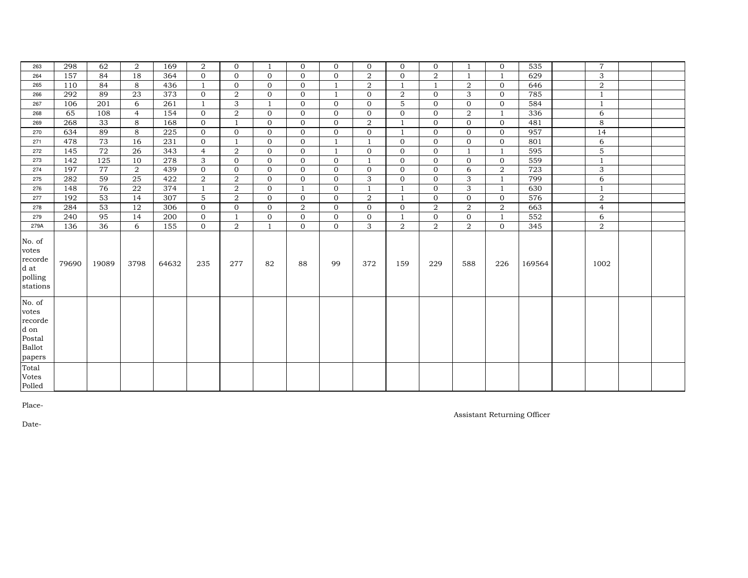| | | | | | | | | | | | | | | | | | | | |
|---|---|---|---|---|---|---|---|---|---|---|---|---|---|---|---|---|---|---|---|
| 263 | 298 | 62 | 2 | 169 | 2 | 0 | 1 | 0 | 0 | 0 | 0 | 0 | 1 | 0 | 535 | | 7 | | |
| 264 | 157 | 84 | 18 | 364 | 0 | 0 | 0 | 0 | 0 | 2 | 0 | 2 | 1 | 1 | 629 | | 3 | | |
| 265 | 110 | 84 | 8 | 436 | 1 | 0 | 0 | 0 | 1 | 2 | 1 | 1 | 2 | 0 | 646 | | 2 | | |
| 266 | 292 | 89 | 23 | 373 | 0 | 2 | 0 | 0 | 1 | 0 | 2 | 0 | 3 | 0 | 785 | | 1 | | |
| 267 | 106 | 201 | 6 | 261 | 1 | 3 | 1 | 0 | 0 | 0 | 5 | 0 | 0 | 0 | 584 | | 1 | | |
| 268 | 65 | 108 | 4 | 154 | 0 | 2 | 0 | 0 | 0 | 0 | 0 | 0 | 2 | 1 | 336 | | 6 | | |
| 269 | 268 | 33 | 8 | 168 | 0 | 1 | 0 | 0 | 0 | 2 | 1 | 0 | 0 | 0 | 481 | | 8 | | |
| 270 | 634 | 89 | 8 | 225 | 0 | 0 | 0 | 0 | 0 | 0 | 1 | 0 | 0 | 0 | 957 | | 14 | | |
| 271 | 478 | 73 | 16 | 231 | 0 | 1 | 0 | 0 | 1 | 1 | 0 | 0 | 0 | 0 | 801 | | 6 | | |
| 272 | 145 | 72 | 26 | 343 | 4 | 2 | 0 | 0 | 1 | 0 | 0 | 0 | 1 | 1 | 595 | | 5 | | |
| 273 | 142 | 125 | 10 | 278 | 3 | 0 | 0 | 0 | 0 | 1 | 0 | 0 | 0 | 0 | 559 | | 1 | | |
| 274 | 197 | 77 | 2 | 439 | 0 | 0 | 0 | 0 | 0 | 0 | 0 | 0 | 6 | 2 | 723 | | 3 | | |
| 275 | 282 | 59 | 25 | 422 | 2 | 2 | 0 | 0 | 0 | 3 | 0 | 0 | 3 | 1 | 799 | | 6 | | |
| 276 | 148 | 76 | 22 | 374 | 1 | 2 | 0 | 1 | 0 | 1 | 1 | 0 | 3 | 1 | 630 | | 1 | | |
| 277 | 192 | 53 | 14 | 307 | 5 | 2 | 0 | 0 | 0 | 2 | 1 | 0 | 0 | 0 | 576 | | 2 | | |
| 278 | 284 | 53 | 12 | 306 | 0 | 0 | 0 | 2 | 0 | 0 | 0 | 2 | 2 | 2 | 663 | | 4 | | |
| 279 | 240 | 95 | 14 | 200 | 0 | 1 | 0 | 0 | 0 | 0 | 1 | 0 | 0 | 1 | 552 | | 6 | | |
| 279A | 136 | 36 | 6 | 155 | 0 | 2 | 1 | 0 | 0 | 3 | 2 | 2 | 2 | 0 | 345 | | 2 | | |
| No. of votes recorded at polling stations | 79690 | 19089 | 3798 | 64632 | 235 | 277 | 82 | 88 | 99 | 372 | 159 | 229 | 588 | 226 | 169564 | | 1002 | | |
| No. of votes recorded on Postal Ballot papers | | | | | | | | | | | | | | | | | | | |
| Total Votes Polled | | | | | | | | | | | | | | | | | | | |

Place-

Assistant Returning Officer

Date-